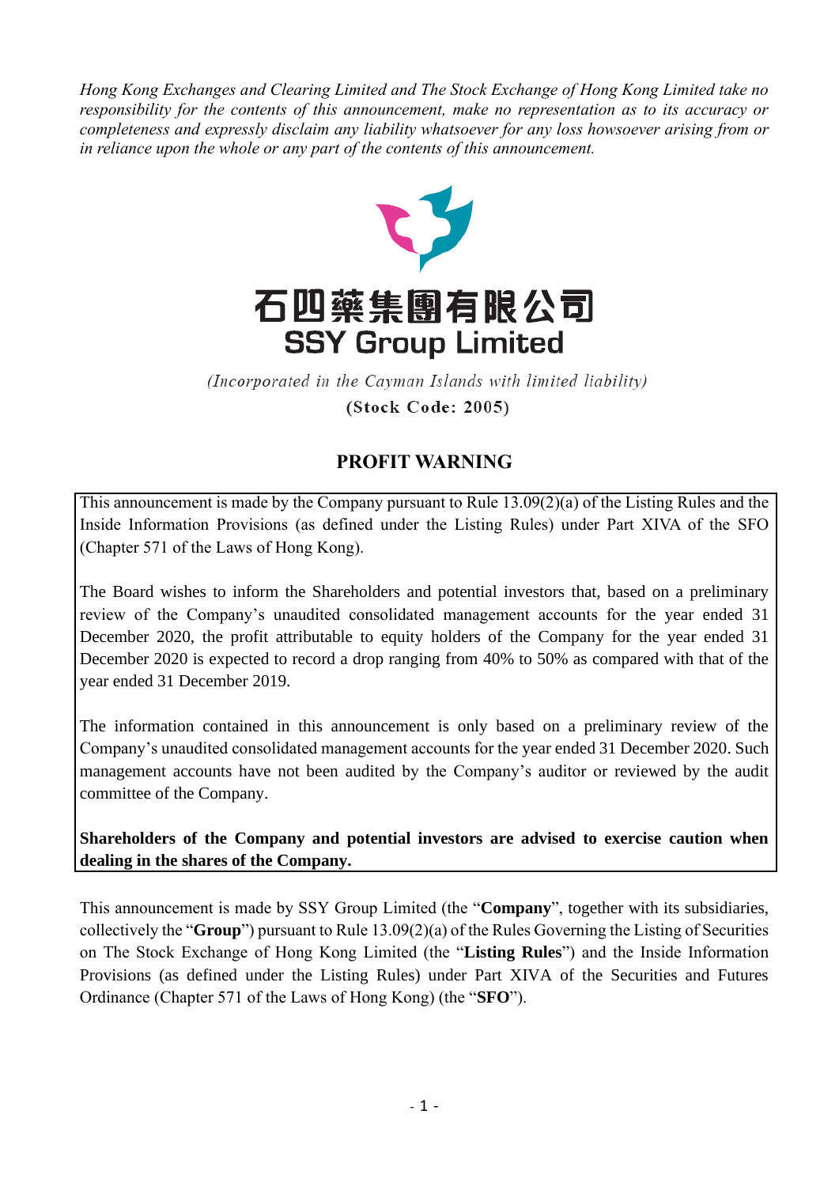*Hong Kong Exchanges and Clearing Limited and The Stock Exchange of Hong Kong Limited take no responsibility for the contents of this announcement, make no representation as to its accuracy or completeness and expressly disclaim any liability whatsoever for any loss howsoever arising from or in reliance upon the whole or any part of the contents of this announcement.*

# 石四藥集團有限公司
# SSY Group Limited

*(Incorporated in the Cayman Islands with limited liability)*

**(Stock Code: 2005)**

## PROFIT WARNING

This announcement is made by the Company pursuant to Rule 13.09(2)(a) of the Listing Rules and the Inside Information Provisions (as defined under the Listing Rules) under Part XIVA of the SFO (Chapter 571 of the Laws of Hong Kong).

The Board wishes to inform the Shareholders and potential investors that, based on a preliminary review of the Company's unaudited consolidated management accounts for the year ended 31 December 2020, the profit attributable to equity holders of the Company for the year ended 31 December 2020 is expected to record a drop ranging from 40% to 50% as compared with that of the year ended 31 December 2019.

The information contained in this announcement is only based on a preliminary review of the Company's unaudited consolidated management accounts for the year ended 31 December 2020. Such management accounts have not been audited by the Company's auditor or reviewed by the audit committee of the Company.

**Shareholders of the Company and potential investors are advised to exercise caution when dealing in the shares of the Company.**

This announcement is made by SSY Group Limited (the "**Company**", together with its subsidiaries, collectively the "**Group**") pursuant to Rule 13.09(2)(a) of the Rules Governing the Listing of Securities on The Stock Exchange of Hong Kong Limited (the "**Listing Rules**") and the Inside Information Provisions (as defined under the Listing Rules) under Part XIVA of the Securities and Futures Ordinance (Chapter 571 of the Laws of Hong Kong) (the "**SFO**").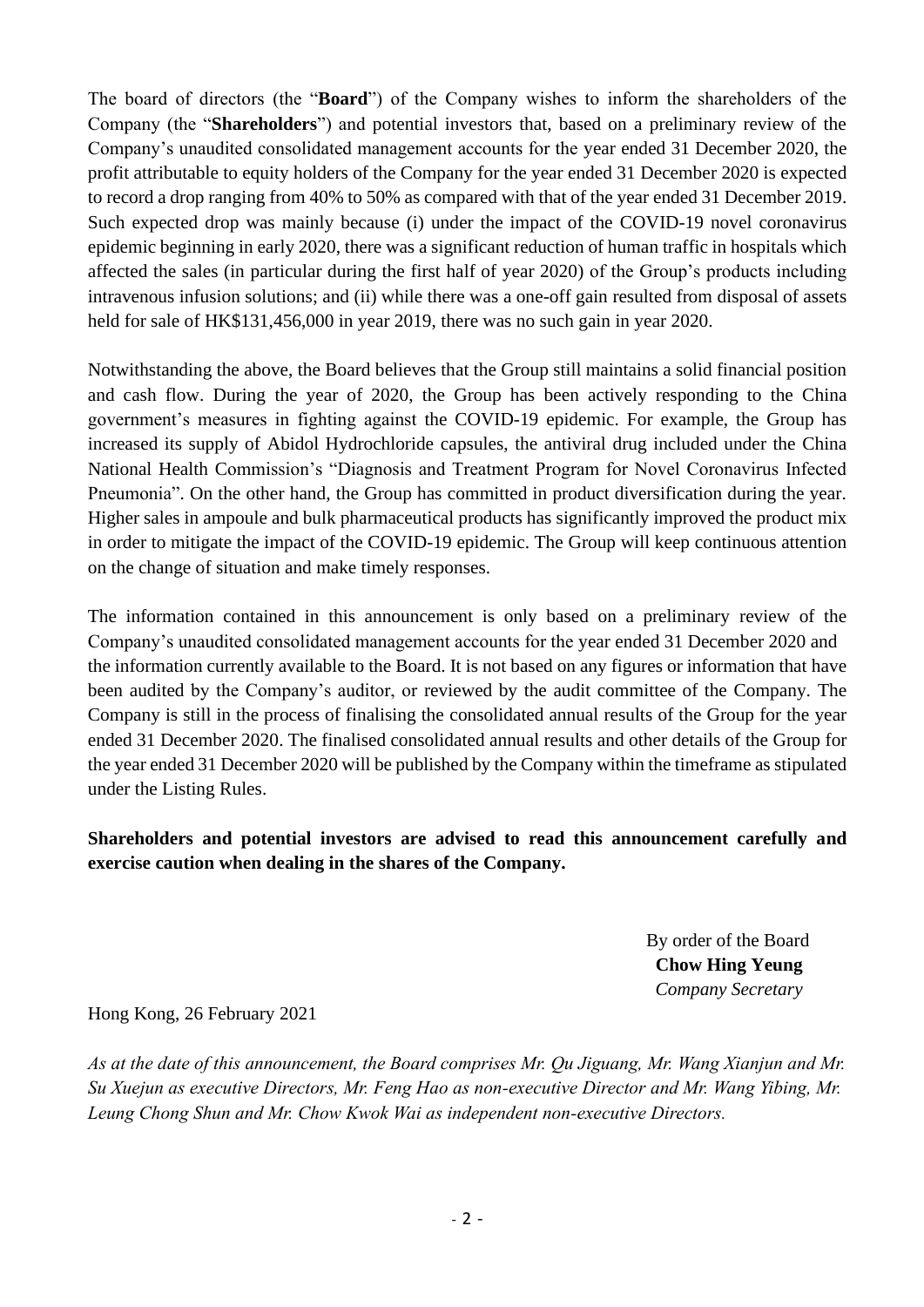The board of directors (the "**Board**") of the Company wishes to inform the shareholders of the Company (the "**Shareholders**") and potential investors that, based on a preliminary review of the Company's unaudited consolidated management accounts for the year ended 31 December 2020, the profit attributable to equity holders of the Company for the year ended 31 December 2020 is expected to record a drop ranging from 40% to 50% as compared with that of the year ended 31 December 2019. Such expected drop was mainly because (i) under the impact of the COVID-19 novel coronavirus epidemic beginning in early 2020, there was a significant reduction of human traffic in hospitals which affected the sales (in particular during the first half of year 2020) of the Group's products including intravenous infusion solutions; and (ii) while there was a one-off gain resulted from disposal of assets held for sale of HK$131,456,000 in year 2019, there was no such gain in year 2020.

Notwithstanding the above, the Board believes that the Group still maintains a solid financial position and cash flow. During the year of 2020, the Group has been actively responding to the China government's measures in fighting against the COVID-19 epidemic. For example, the Group has increased its supply of Abidol Hydrochloride capsules, the antiviral drug included under the China National Health Commission's "Diagnosis and Treatment Program for Novel Coronavirus Infected Pneumonia". On the other hand, the Group has committed in product diversification during the year. Higher sales in ampoule and bulk pharmaceutical products has significantly improved the product mix in order to mitigate the impact of the COVID-19 epidemic. The Group will keep continuous attention on the change of situation and make timely responses.

The information contained in this announcement is only based on a preliminary review of the Company's unaudited consolidated management accounts for the year ended 31 December 2020 and the information currently available to the Board. It is not based on any figures or information that have been audited by the Company's auditor, or reviewed by the audit committee of the Company. The Company is still in the process of finalising the consolidated annual results of the Group for the year ended 31 December 2020. The finalised consolidated annual results and other details of the Group for the year ended 31 December 2020 will be published by the Company within the timeframe as stipulated under the Listing Rules.

**Shareholders and potential investors are advised to read this announcement carefully and exercise caution when dealing in the shares of the Company.**

By order of the Board
**Chow Hing Yeung**
*Company Secretary*

Hong Kong, 26 February 2021

*As at the date of this announcement, the Board comprises Mr. Qu Jiguang, Mr. Wang Xianjun and Mr. Su Xuejun as executive Directors, Mr. Feng Hao as non-executive Director and Mr. Wang Yibing, Mr. Leung Chong Shun and Mr. Chow Kwok Wai as independent non-executive Directors.*